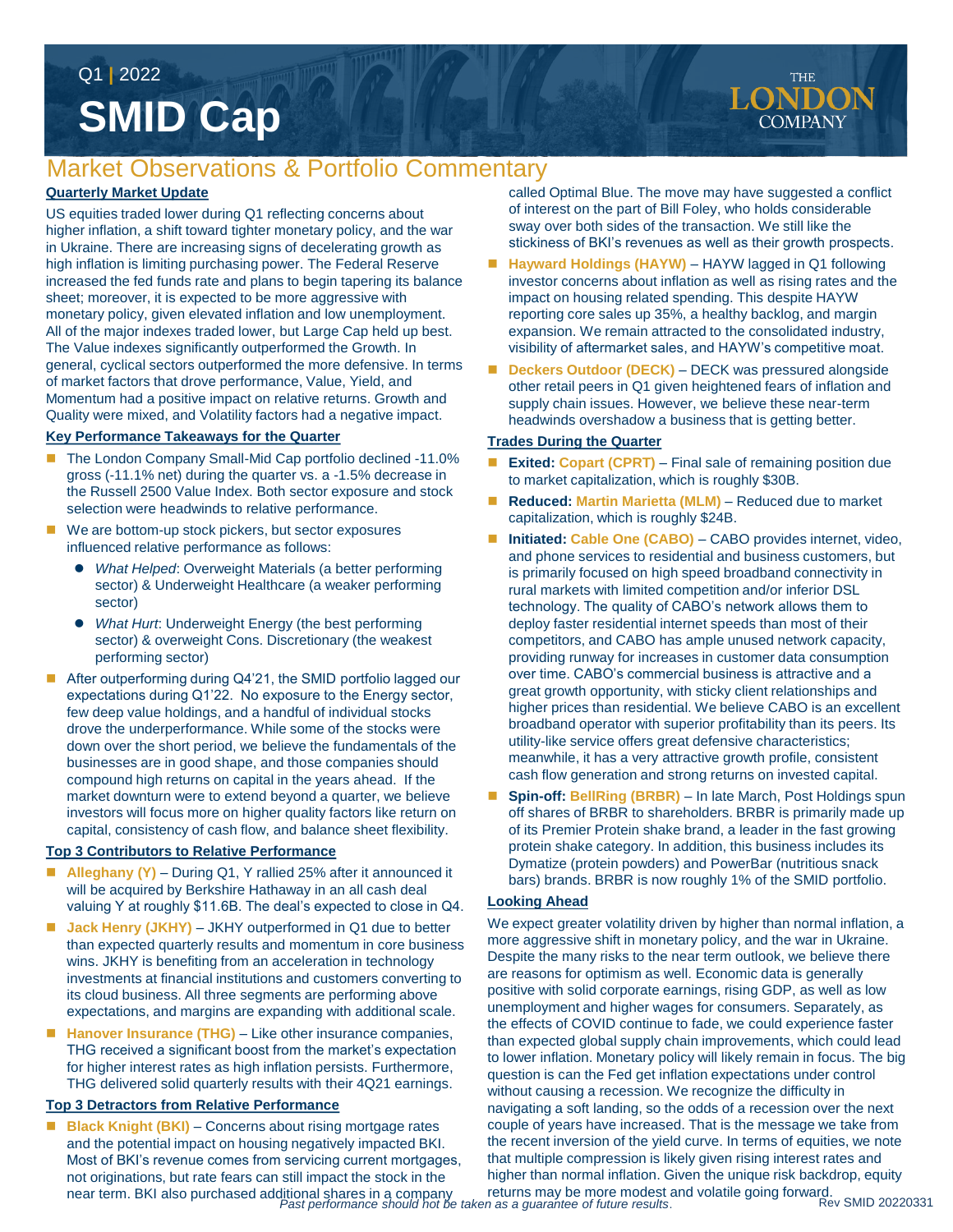Q1 | 2022

# SMID Cap

THE LONDON COMPANY

## Market Observations & Portfolio Commentary

### Quarterly Market Update

US equities traded lower during Q1 reflecting concerns about higher inflation, a shift toward tighter monetary policy, and the war in Ukraine. There are increasing signs of decelerating growth as high inflation is limiting purchasing power. The Federal Reserve increased the fed funds rate and plans to begin tapering its balance sheet; moreover, it is expected to be more aggressive with monetary policy, given elevated inflation and low unemployment. All of the major indexes traded lower, but Large Cap held up best. The Value indexes significantly outperformed the Growth. In general, cyclical sectors outperformed the more defensive. In terms of market factors that drove performance, Value, Yield, and Momentum had a positive impact on relative returns. Growth and Quality were mixed, and Volatility factors had a negative impact.

### Key Performance Takeaways for the Quarter

- The London Company Small-Mid Cap portfolio declined -11.0% gross (-11.1% net) during the quarter vs. a -1.5% decrease in the Russell 2500 Value Index. Both sector exposure and stock selection were headwinds to relative performance.
- We are bottom-up stock pickers, but sector exposures influenced relative performance as follows:
  - *What Helped*: Overweight Materials (a better performing sector) & Underweight Healthcare (a weaker performing sector)
  - *What Hurt*: Underweight Energy (the best performing sector) & overweight Cons. Discretionary (the weakest performing sector)
- After outperforming during Q4'21, the SMID portfolio lagged our expectations during Q1'22. No exposure to the Energy sector, few deep value holdings, and a handful of individual stocks drove the underperformance. While some of the stocks were down over the short period, we believe the fundamentals of the businesses are in good shape, and those companies should compound high returns on capital in the years ahead. If the market downturn were to extend beyond a quarter, we believe investors will focus more on higher quality factors like return on capital, consistency of cash flow, and balance sheet flexibility.

### Top 3 Contributors to Relative Performance

- **Alleghany (Y)** – During Q1, Y rallied 25% after it announced it will be acquired by Berkshire Hathaway in an all cash deal valuing Y at roughly $11.6B. The deal's expected to close in Q4.
- **Jack Henry (JKHY)** – JKHY outperformed in Q1 due to better than expected quarterly results and momentum in core business wins. JKHY is benefiting from an acceleration in technology investments at financial institutions and customers converting to its cloud business. All three segments are performing above expectations, and margins are expanding with additional scale.
- **Hanover Insurance (THG)** – Like other insurance companies, THG received a significant boost from the market's expectation for higher interest rates as high inflation persists. Furthermore, THG delivered solid quarterly results with their 4Q21 earnings.

### Top 3 Detractors from Relative Performance

- **Black Knight (BKI)** – Concerns about rising mortgage rates and the potential impact on housing negatively impacted BKI. Most of BKI's revenue comes from servicing current mortgages, not originations, but rate fears can still impact the stock in the near term. BKI also purchased additional shares in a company called Optimal Blue. The move may have suggested a conflict of interest on the part of Bill Foley, who holds considerable sway over both sides of the transaction. We still like the stickiness of BKI's revenues as well as their growth prospects.
- **Hayward Holdings (HAYW)** – HAYW lagged in Q1 following investor concerns about inflation as well as rising rates and the impact on housing related spending. This despite HAYW reporting core sales up 35%, a healthy backlog, and margin expansion. We remain attracted to the consolidated industry, visibility of aftermarket sales, and HAYW's competitive moat.
- **Deckers Outdoor (DECK)** – DECK was pressured alongside other retail peers in Q1 given heightened fears of inflation and supply chain issues. However, we believe these near-term headwinds overshadow a business that is getting better.

### Trades During the Quarter

- **Exited: Copart (CPRT)** – Final sale of remaining position due to market capitalization, which is roughly $30B.
- **Reduced: Martin Marietta (MLM)** – Reduced due to market capitalization, which is roughly $24B.
- **Initiated: Cable One (CABO)** – CABO provides internet, video, and phone services to residential and business customers, but is primarily focused on high speed broadband connectivity in rural markets with limited competition and/or inferior DSL technology. The quality of CABO's network allows them to deploy faster residential internet speeds than most of their competitors, and CABO has ample unused network capacity, providing runway for increases in customer data consumption over time. CABO's commercial business is attractive and a great growth opportunity, with sticky client relationships and higher prices than residential. We believe CABO is an excellent broadband operator with superior profitability than its peers. Its utility-like service offers great defensive characteristics; meanwhile, it has a very attractive growth profile, consistent cash flow generation and strong returns on invested capital.
- **Spin-off: BellRing (BRBR)** – In late March, Post Holdings spun off shares of BRBR to shareholders. BRBR is primarily made up of its Premier Protein shake brand, a leader in the fast growing protein shake category. In addition, this business includes its Dymatize (protein powders) and PowerBar (nutritious snack bars) brands. BRBR is now roughly 1% of the SMID portfolio.

### Looking Ahead

We expect greater volatility driven by higher than normal inflation, a more aggressive shift in monetary policy, and the war in Ukraine. Despite the many risks to the near term outlook, we believe there are reasons for optimism as well. Economic data is generally positive with solid corporate earnings, rising GDP, as well as low unemployment and higher wages for consumers. Separately, as the effects of COVID continue to fade, we could experience faster than expected global supply chain improvements, which could lead to lower inflation. Monetary policy will likely remain in focus. The big question is can the Fed get inflation expectations under control without causing a recession. We recognize the difficulty in navigating a soft landing, so the odds of a recession over the next couple of years have increased. That is the message we take from the recent inversion of the yield curve. In terms of equities, we note that multiple compression is likely given rising interest rates and higher than normal inflation. Given the unique risk backdrop, equity returns may be more modest and volatile going forward.

*Past performance should not be taken as a guarantee of future results.*

Rev SMID 20220331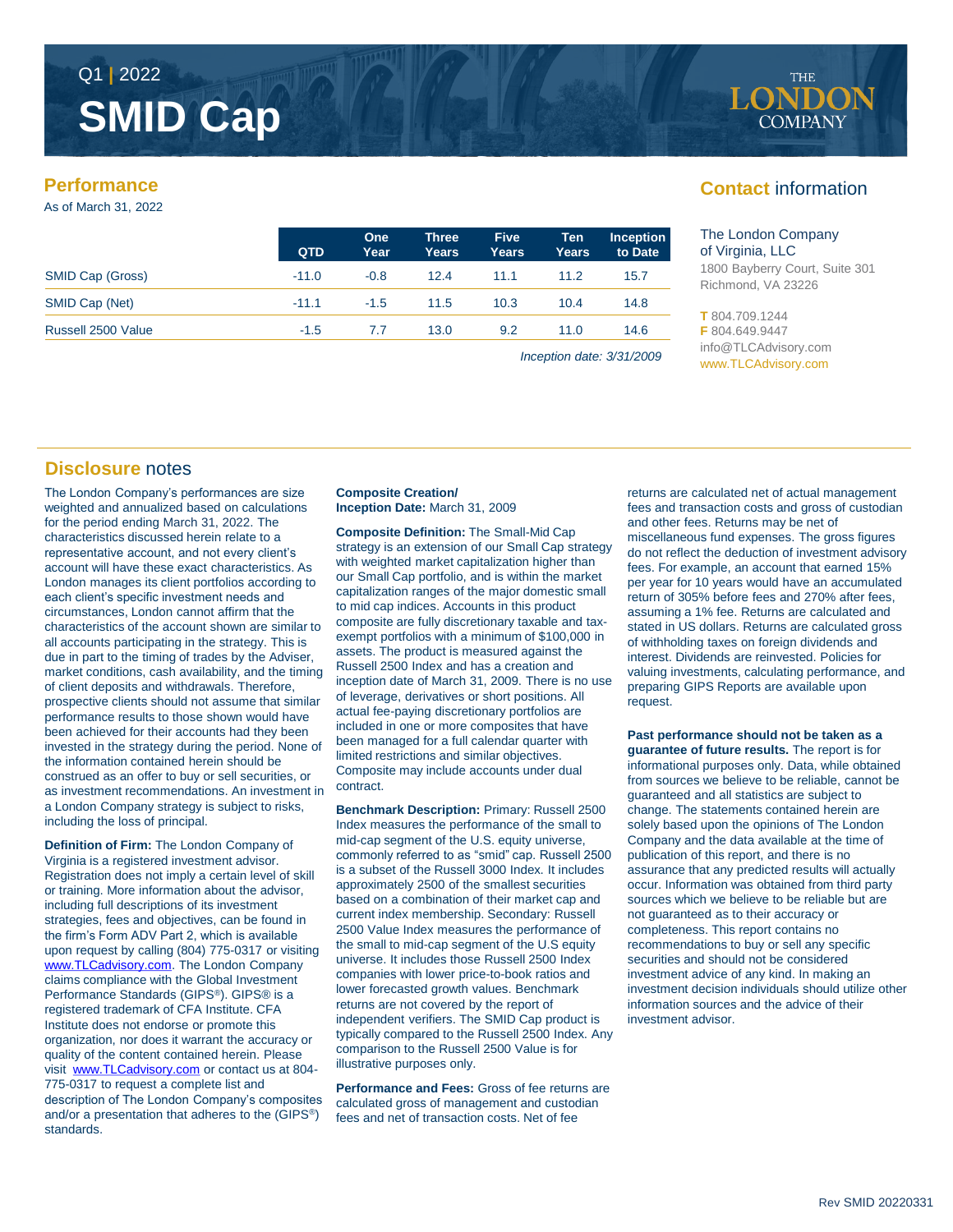# SMID Cap

Q1 | 2022

## Performance

As of March 31, 2022

| | QTD | One Year | Three Years | Five Years | Ten Years | Inception to Date |
|---|---|---|---|---|---|---|
| SMID Cap (Gross) | -11.0 | -0.8 | 12.4 | 11.1 | 11.2 | 15.7 |
| SMID Cap (Net) | -11.1 | -1.5 | 11.5 | 10.3 | 10.4 | 14.8 |
| Russell 2500 Value | -1.5 | 7.7 | 13.0 | 9.2 | 11.0 | 14.6 |

*Inception date: 3/31/2009*

## Contact information

The London Company of Virginia, LLC
1800 Bayberry Court, Suite 301
Richmond, VA 23226

T 804.709.1244
F 804.649.9447
info@TLCAdvisory.com
www.TLCAdvisory.com

## Disclosure notes

The London Company's performances are size weighted and annualized based on calculations for the period ending March 31, 2022. The characteristics discussed herein relate to a representative account, and not every client's account will have these exact characteristics. As London manages its client portfolios according to each client's specific investment needs and circumstances, London cannot affirm that the characteristics of the account shown are similar to all accounts participating in the strategy. This is due in part to the timing of trades by the Adviser, market conditions, cash availability, and the timing of client deposits and withdrawals. Therefore, prospective clients should not assume that similar performance results to those shown would have been achieved for their accounts had they been invested in the strategy during the period. None of the information contained herein should be construed as an offer to buy or sell securities, or as investment recommendations. An investment in a London Company strategy is subject to risks, including the loss of principal.

**Definition of Firm:** The London Company of Virginia is a registered investment advisor. Registration does not imply a certain level of skill or training. More information about the advisor, including full descriptions of its investment strategies, fees and objectives, can be found in the firm's Form ADV Part 2, which is available upon request by calling (804) 775-0317 or visiting www.TLCadvisory.com. The London Company claims compliance with the Global Investment Performance Standards (GIPS®). GIPS® is a registered trademark of CFA Institute. CFA Institute does not endorse or promote this organization, nor does it warrant the accuracy or quality of the content contained herein. Please visit www.TLCadvisory.com or contact us at 804-775-0317 to request a complete list and description of The London Company's composites and/or a presentation that adheres to the (GIPS®) standards.

**Composite Creation/ Inception Date:** March 31, 2009

**Composite Definition:** The Small-Mid Cap strategy is an extension of our Small Cap strategy with weighted market capitalization higher than our Small Cap portfolio, and is within the market capitalization ranges of the major domestic small to mid cap indices. Accounts in this product composite are fully discretionary taxable and tax-exempt portfolios with a minimum of $100,000 in assets. The product is measured against the Russell 2500 Index and has a creation and inception date of March 31, 2009. There is no use of leverage, derivatives or short positions. All actual fee-paying discretionary portfolios are included in one or more composites that have been managed for a full calendar quarter with limited restrictions and similar objectives. Composite may include accounts under dual contract.

**Benchmark Description:** Primary: Russell 2500 Index measures the performance of the small to mid-cap segment of the U.S. equity universe, commonly referred to as "smid" cap. Russell 2500 is a subset of the Russell 3000 Index. It includes approximately 2500 of the smallest securities based on a combination of their market cap and current index membership. Secondary: Russell 2500 Value Index measures the performance of the small to mid-cap segment of the U.S equity universe. It includes those Russell 2500 Index companies with lower price-to-book ratios and lower forecasted growth values. Benchmark returns are not covered by the report of independent verifiers. The SMID Cap product is typically compared to the Russell 2500 Index. Any comparison to the Russell 2500 Value is for illustrative purposes only.

**Performance and Fees:** Gross of fee returns are calculated gross of management and custodian fees and net of transaction costs. Net of fee returns are calculated net of actual management fees and transaction costs and gross of custodian and other fees. Returns may be net of miscellaneous fund expenses. The gross figures do not reflect the deduction of investment advisory fees. For example, an account that earned 15% per year for 10 years would have an accumulated return of 305% before fees and 270% after fees, assuming a 1% fee. Returns are calculated and stated in US dollars. Returns are calculated gross of withholding taxes on foreign dividends and interest. Dividends are reinvested. Policies for valuing investments, calculating performance, and preparing GIPS Reports are available upon request.

**Past performance should not be taken as a guarantee of future results.** The report is for informational purposes only. Data, while obtained from sources we believe to be reliable, cannot be guaranteed and all statistics are subject to change. The statements contained herein are solely based upon the opinions of The London Company and the data available at the time of publication of this report, and there is no assurance that any predicted results will actually occur. Information was obtained from third party sources which we believe to be reliable but are not guaranteed as to their accuracy or completeness. This report contains no recommendations to buy or sell any specific securities and should not be considered investment advice of any kind. In making an investment decision individuals should utilize other information sources and the advice of their investment advisor.

Rev SMID 20220331